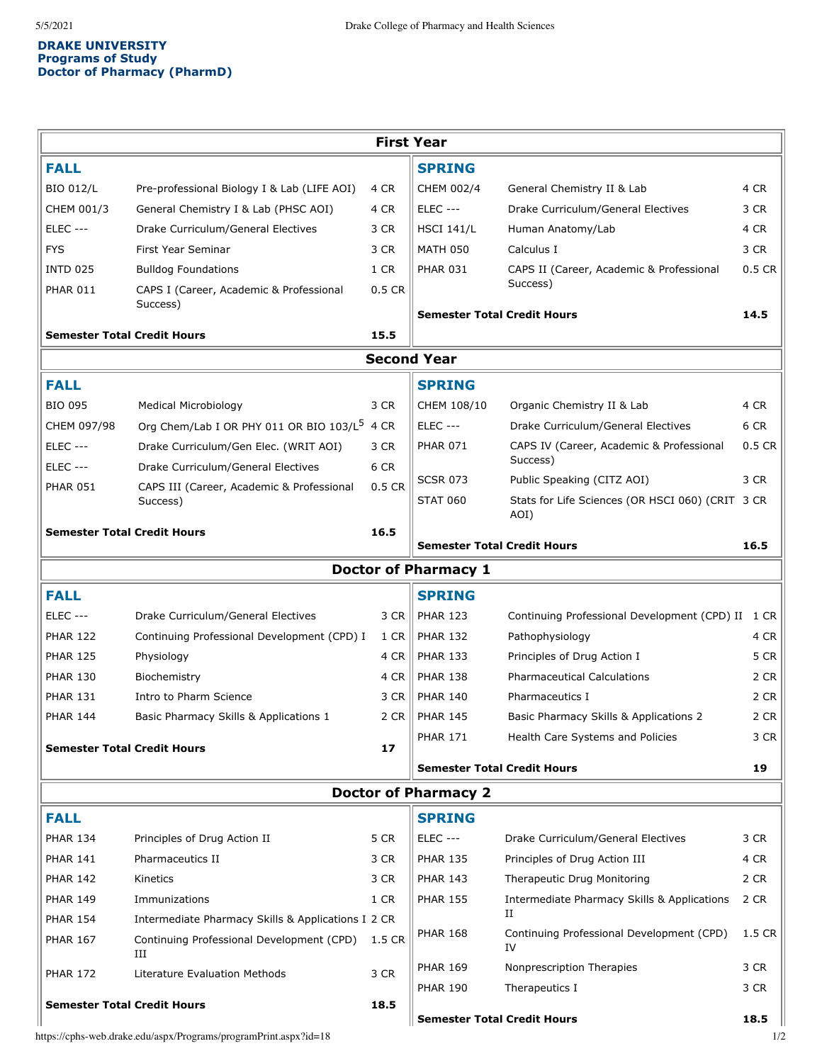**DRAKE UNIVERSITY**
**Programs of Study**
**Doctor of Pharmacy (PharmD)**

## First Year

### FALL

| Course | Title | Credits |
|---|---|---|
| BIO 012/L | Pre-professional Biology I & Lab (LIFE AOI) | 4 CR |
| CHEM 001/3 | General Chemistry I & Lab (PHSC AOI) | 4 CR |
| ELEC --- | Drake Curriculum/General Electives | 3 CR |
| FYS | First Year Seminar | 3 CR |
| INTD 025 | Bulldog Foundations | 1 CR |
| PHAR 011 | CAPS I (Career, Academic & Professional Success) | 0.5 CR |
| **Semester Total Credit Hours** | | **15.5** |

### SPRING

| Course | Title | Credits |
|---|---|---|
| CHEM 002/4 | General Chemistry II & Lab | 4 CR |
| ELEC --- | Drake Curriculum/General Electives | 3 CR |
| HSCI 141/L | Human Anatomy/Lab | 4 CR |
| MATH 050 | Calculus I | 3 CR |
| PHAR 031 | CAPS II (Career, Academic & Professional Success) | 0.5 CR |
| **Semester Total Credit Hours** | | **14.5** |

## Second Year

### FALL

| Course | Title | Credits |
|---|---|---|
| BIO 095 | Medical Microbiology | 3 CR |
| CHEM 097/98 | Org Chem/Lab I OR PHY 011 OR BIO 103/L[5] | 4 CR |
| ELEC --- | Drake Curriculum/Gen Elec. (WRIT AOI) | 3 CR |
| ELEC --- | Drake Curriculum/General Electives | 6 CR |
| PHAR 051 | CAPS III (Career, Academic & Professional Success) | 0.5 CR |
| **Semester Total Credit Hours** | | **16.5** |

### SPRING

| Course | Title | Credits |
|---|---|---|
| CHEM 108/10 | Organic Chemistry II & Lab | 4 CR |
| ELEC --- | Drake Curriculum/General Electives | 6 CR |
| PHAR 071 | CAPS IV (Career, Academic & Professional Success) | 0.5 CR |
| SCSR 073 | Public Speaking (CITZ AOI) | 3 CR |
| STAT 060 | Stats for Life Sciences (OR HSCI 060) (CRIT AOI) | 3 CR |
| **Semester Total Credit Hours** | | **16.5** |

## Doctor of Pharmacy 1

### FALL

| Course | Title | Credits |
|---|---|---|
| ELEC --- | Drake Curriculum/General Electives | 3 CR |
| PHAR 122 | Continuing Professional Development (CPD) I | 1 CR |
| PHAR 125 | Physiology | 4 CR |
| PHAR 130 | Biochemistry | 4 CR |
| PHAR 131 | Intro to Pharm Science | 3 CR |
| PHAR 144 | Basic Pharmacy Skills & Applications 1 | 2 CR |
| **Semester Total Credit Hours** | | **17** |

### SPRING

| Course | Title | Credits |
|---|---|---|
| PHAR 123 | Continuing Professional Development (CPD) II | 1 CR |
| PHAR 132 | Pathophysiology | 4 CR |
| PHAR 133 | Principles of Drug Action I | 5 CR |
| PHAR 138 | Pharmaceutical Calculations | 2 CR |
| PHAR 140 | Pharmaceutics I | 2 CR |
| PHAR 145 | Basic Pharmacy Skills & Applications 2 | 2 CR |
| PHAR 171 | Health Care Systems and Policies | 3 CR |
| **Semester Total Credit Hours** | | **19** |

## Doctor of Pharmacy 2

### FALL

| Course | Title | Credits |
|---|---|---|
| PHAR 134 | Principles of Drug Action II | 5 CR |
| PHAR 141 | Pharmaceutics II | 3 CR |
| PHAR 142 | Kinetics | 3 CR |
| PHAR 149 | Immunizations | 1 CR |
| PHAR 154 | Intermediate Pharmacy Skills & Applications I | 2 CR |
| PHAR 167 | Continuing Professional Development (CPD) III | 1.5 CR |
| PHAR 172 | Literature Evaluation Methods | 3 CR |
| **Semester Total Credit Hours** | | **18.5** |

### SPRING

| Course | Title | Credits |
|---|---|---|
| ELEC --- | Drake Curriculum/General Electives | 3 CR |
| PHAR 135 | Principles of Drug Action III | 4 CR |
| PHAR 143 | Therapeutic Drug Monitoring | 2 CR |
| PHAR 155 | Intermediate Pharmacy Skills & Applications II | 2 CR |
| PHAR 168 | Continuing Professional Development (CPD) IV | 1.5 CR |
| PHAR 169 | Nonprescription Therapies | 3 CR |
| PHAR 190 | Therapeutics I | 3 CR |
| **Semester Total Credit Hours** | | **18.5** |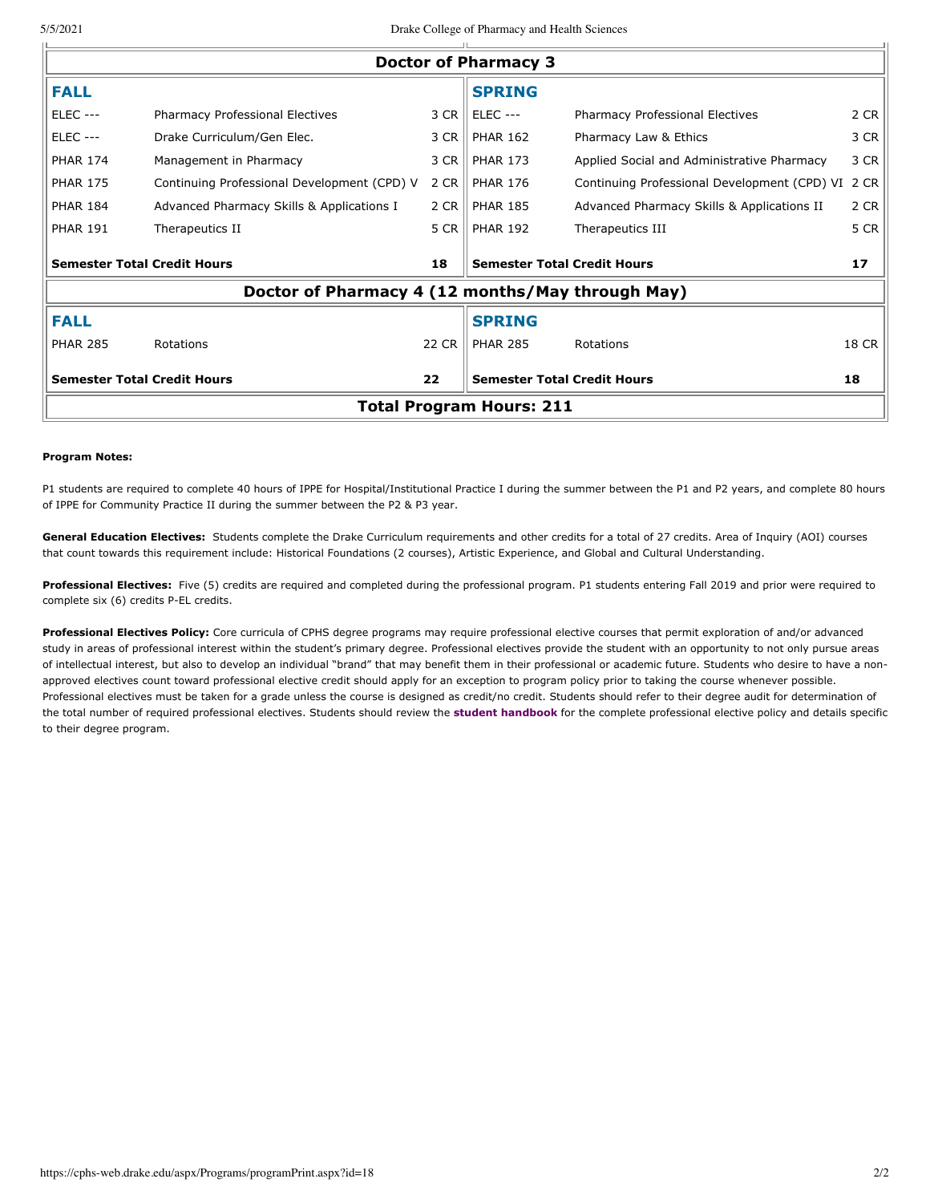## Doctor of Pharmacy 3

| FALL | | | SPRING | | |
|---|---|---|---|---|---|
| ELEC --- | Pharmacy Professional Electives | 3 CR | ELEC --- | Pharmacy Professional Electives | 2 CR |
| ELEC --- | Drake Curriculum/Gen Elec. | 3 CR | PHAR 162 | Pharmacy Law & Ethics | 3 CR |
| PHAR 174 | Management in Pharmacy | 3 CR | PHAR 173 | Applied Social and Administrative Pharmacy | 3 CR |
| PHAR 175 | Continuing Professional Development (CPD) V | 2 CR | PHAR 176 | Continuing Professional Development (CPD) VI | 2 CR |
| PHAR 184 | Advanced Pharmacy Skills & Applications I | 2 CR | PHAR 185 | Advanced Pharmacy Skills & Applications II | 2 CR |
| PHAR 191 | Therapeutics II | 5 CR | PHAR 192 | Therapeutics III | 5 CR |
| **Semester Total Credit Hours** | | **18** | **Semester Total Credit Hours** | | **17** |

## Doctor of Pharmacy 4 (12 months/May through May)

| FALL | | | SPRING | | |
|---|---|---|---|---|---|
| PHAR 285 | Rotations | 22 CR | PHAR 285 | Rotations | 18 CR |
| **Semester Total Credit Hours** | | **22** | **Semester Total Credit Hours** | | **18** |

**Total Program Hours: 211**

**Program Notes:**

P1 students are required to complete 40 hours of IPPE for Hospital/Institutional Practice I during the summer between the P1 and P2 years, and complete 80 hours of IPPE for Community Practice II during the summer between the P2 & P3 year.

**General Education Electives:** Students complete the Drake Curriculum requirements and other credits for a total of 27 credits. Area of Inquiry (AOI) courses that count towards this requirement include: Historical Foundations (2 courses), Artistic Experience, and Global and Cultural Understanding.

**Professional Electives:** Five (5) credits are required and completed during the professional program. P1 students entering Fall 2019 and prior were required to complete six (6) credits P-EL credits.

**Professional Electives Policy:** Core curricula of CPHS degree programs may require professional elective courses that permit exploration of and/or advanced study in areas of professional interest within the student's primary degree. Professional electives provide the student with an opportunity to not only pursue areas of intellectual interest, but also to develop an individual "brand" that may benefit them in their professional or academic future. Students who desire to have a non-approved electives count toward professional elective credit should apply for an exception to program policy prior to taking the course whenever possible. Professional electives must be taken for a grade unless the course is designed as credit/no credit. Students should refer to their degree audit for determination of the total number of required professional electives. Students should review the **student handbook** for the complete professional elective policy and details specific to their degree program.